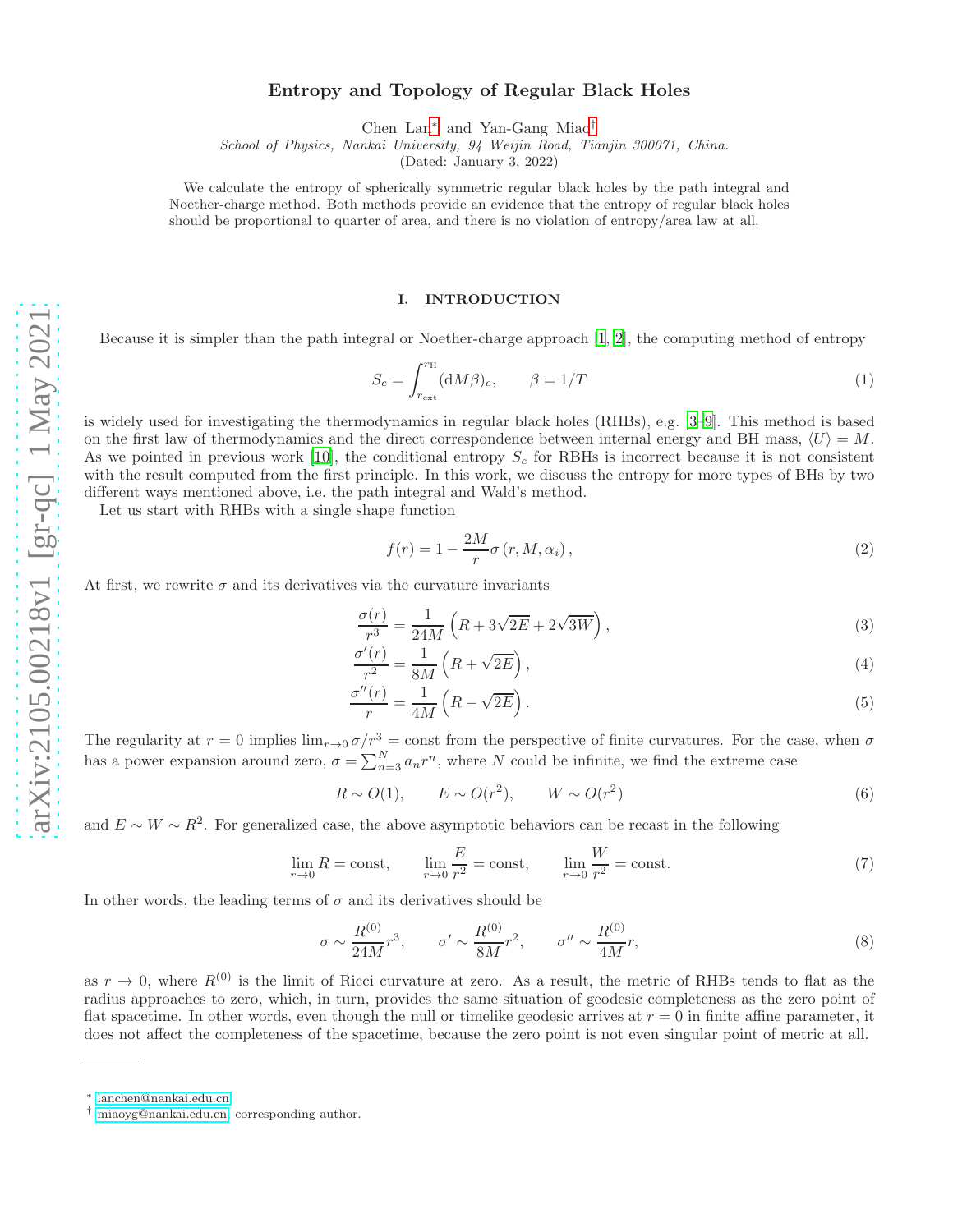# Entropy and Topology of Regular Black Holes

Chen Lan[*] and Yan-Gang Miao[†]

*School of Physics, Nankai University, 94 Weijin Road, Tianjin 300071, China.*

(Dated: January 3, 2022)

We calculate the entropy of spherically symmetric regular black holes by the path integral and Noether-charge method. Both methods provide an evidence that the entropy of regular black holes should be proportional to quarter of area, and there is no violation of entropy/area law at all.

## I. INTRODUCTION

Because it is simpler than the path integral or Noether-charge approach [1, 2], the computing method of entropy

$$S_c = \int_{r_{\text{ext}}}^{r_{\text{H}}} (\mathrm{d}M\beta)_c, \qquad \beta = 1/T \tag{1}$$

is widely used for investigating the thermodynamics in regular black holes (RHBs), e.g. [3–9]. This method is based on the first law of thermodynamics and the direct correspondence between internal energy and BH mass, $\langle U \rangle = M$. As we pointed in previous work [10], the conditional entropy $S_c$ for RBHs is incorrect because it is not consistent with the result computed from the first principle. In this work, we discuss the entropy for more types of BHs by two different ways mentioned above, i.e. the path integral and Wald's method.

Let us start with RHBs with a single shape function

$$f(r) = 1 - \frac{2M}{r}\sigma\left(r, M, \alpha_i\right), \tag{2}$$

At first, we rewrite $\sigma$ and its derivatives via the curvature invariants

$$\frac{\sigma(r)}{r^3} = \frac{1}{24M}\left(R + 3\sqrt{2E} + 2\sqrt{3W}\right), \tag{3}$$

$$\frac{\sigma'(r)}{r^2} = \frac{1}{8M}\left(R + \sqrt{2E}\right), \tag{4}$$

$$\frac{\sigma''(r)}{r} = \frac{1}{4M}\left(R - \sqrt{2E}\right). \tag{5}$$

The regularity at $r = 0$ implies $\lim_{r\to 0}\sigma/r^3 = \text{const}$ from the perspective of finite curvatures. For the case, when $\sigma$ has a power expansion around zero, $\sigma = \sum_{n=3}^{N} a_n r^n$, where $N$ could be infinite, we find the extreme case

$$R \sim O(1), \qquad E \sim O(r^2), \qquad W \sim O(r^2) \tag{6}$$

and $E \sim W \sim R^2$. For generalized case, the above asymptotic behaviors can be recast in the following

$$\lim_{r\to 0} R = \text{const}, \qquad \lim_{r\to 0}\frac{E}{r^2} = \text{const}, \qquad \lim_{r\to 0}\frac{W}{r^2} = \text{const}. \tag{7}$$

In other words, the leading terms of $\sigma$ and its derivatives should be

$$\sigma \sim \frac{R^{(0)}}{24M}r^3, \qquad \sigma' \sim \frac{R^{(0)}}{8M}r^2, \qquad \sigma'' \sim \frac{R^{(0)}}{4M}r, \tag{8}$$

as $r \to 0$, where $R^{(0)}$ is the limit of Ricci curvature at zero. As a result, the metric of RHBs tends to flat as the radius approaches to zero, which, in turn, provides the same situation of geodesic completeness as the zero point of flat spacetime. In other words, even though the null or timelike geodesic arrives at $r = 0$ in finite affine parameter, it does not affect the completeness of the spacetime, because the zero point is not even singular point of metric at all.

---

[*] lanchen@nankai.edu.cn

[†] miaoyg@nankai.edu.cn, corresponding author.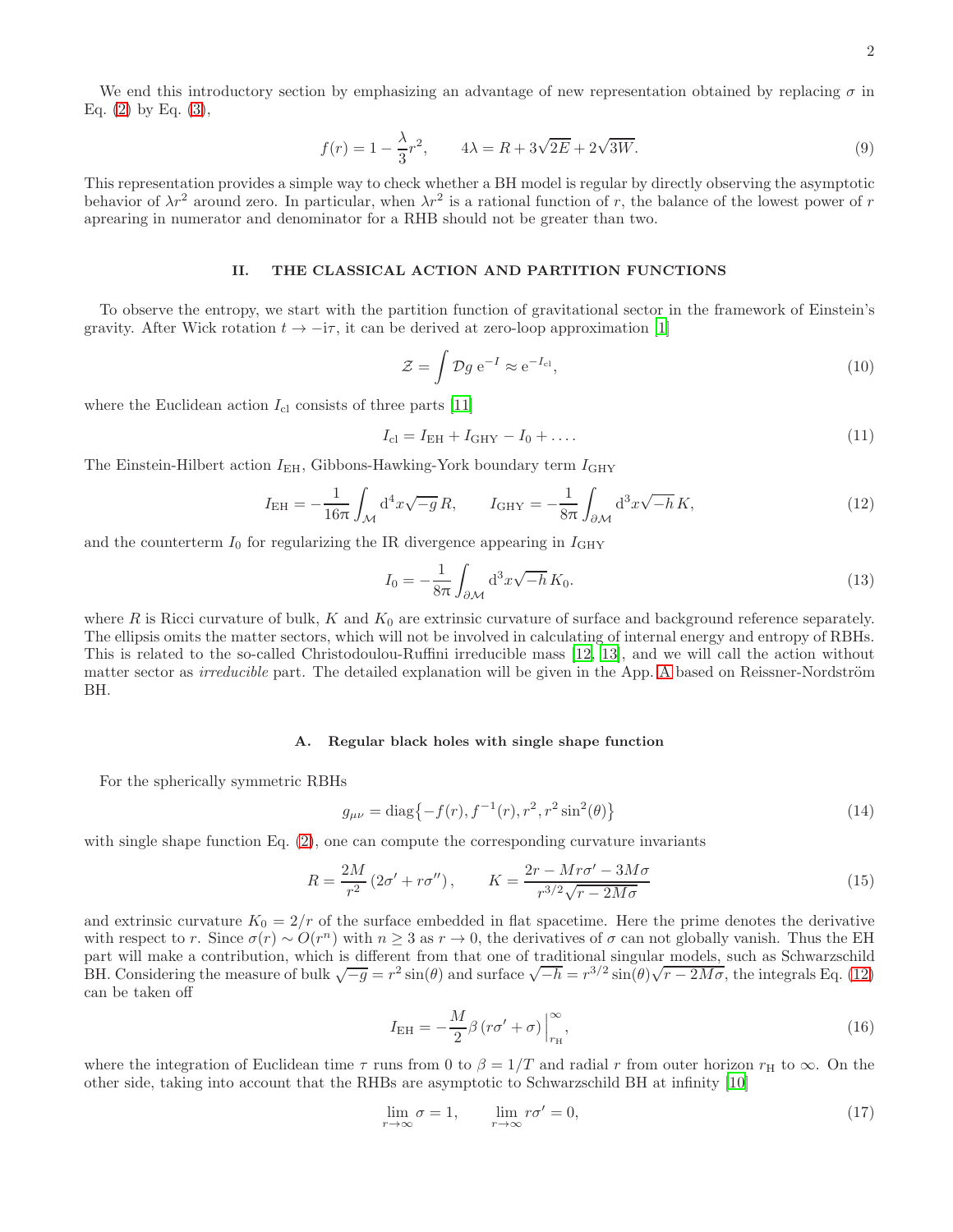We end this introductory section by emphasizing an advantage of new representation obtained by replacing $\sigma$ in Eq. (2) by Eq. (3),

$$f(r) = 1 - \frac{\lambda}{3}r^2, \qquad 4\lambda = R + 3\sqrt{2E} + 2\sqrt{3W}. \tag{9}$$

This representation provides a simple way to check whether a BH model is regular by directly observing the asymptotic behavior of $\lambda r^2$ around zero. In particular, when $\lambda r^2$ is a rational function of $r$, the balance of the lowest power of $r$ aprearing in numerator and denominator for a RHB should not be greater than two.

## II. THE CLASSICAL ACTION AND PARTITION FUNCTIONS

To observe the entropy, we start with the partition function of gravitational sector in the framework of Einstein's gravity. After Wick rotation $t \to -\mathrm{i}\tau$, it can be derived at zero-loop approximation [1]

$$\mathcal{Z} = \int \mathcal{D}g\, \mathrm{e}^{-I} \approx \mathrm{e}^{-I_{\rm cl}}, \tag{10}$$

where the Euclidean action $I_{\rm cl}$ consists of three parts [11]

$$I_{\rm cl} = I_{\rm EH} + I_{\rm GHY} - I_0 + \dots. \tag{11}$$

The Einstein-Hilbert action $I_{\rm EH}$, Gibbons-Hawking-York boundary term $I_{\rm GHY}$

$$I_{\rm EH} = -\frac{1}{16\pi}\int_{\mathcal{M}} \mathrm{d}^4x\sqrt{-g}\,R, \qquad I_{\rm GHY} = -\frac{1}{8\pi}\int_{\partial\mathcal{M}} \mathrm{d}^3x\sqrt{-h}\,K, \tag{12}$$

and the counterterm $I_0$ for regularizing the IR divergence appearing in $I_{\rm GHY}$

$$I_0 = -\frac{1}{8\pi}\int_{\partial\mathcal{M}} \mathrm{d}^3x\sqrt{-h}\,K_0. \tag{13}$$

where $R$ is Ricci curvature of bulk, $K$ and $K_0$ are extrinsic curvature of surface and background reference separately. The ellipsis omits the matter sectors, which will not be involved in calculating of internal energy and entropy of RBHs. This is related to the so-called Christodoulou-Ruffini irreducible mass [12, 13], and we will call the action without matter sector as *irreducible* part. The detailed explanation will be given in the App. A based on Reissner-Nordström BH.

### A. Regular black holes with single shape function

For the spherically symmetric RBHs

$$g_{\mu\nu} = \mathrm{diag}\{-f(r), f^{-1}(r), r^2, r^2\sin^2(\theta)\} \tag{14}$$

with single shape function Eq. (2), one can compute the corresponding curvature invariants

$$R = \frac{2M}{r^2}\left(2\sigma' + r\sigma''\right), \qquad K = \frac{2r - Mr\sigma' - 3M\sigma}{r^{3/2}\sqrt{r-2M\sigma}} \tag{15}$$

and extrinsic curvature $K_0 = 2/r$ of the surface embedded in flat spacetime. Here the prime denotes the derivative with respect to $r$. Since $\sigma(r) \sim O(r^n)$ with $n \geq 3$ as $r \to 0$, the derivatives of $\sigma$ can not globally vanish. Thus the EH part will make a contribution, which is different from that one of traditional singular models, such as Schwarzschild BH. Considering the measure of bulk $\sqrt{-g} = r^2\sin(\theta)$ and surface $\sqrt{-h} = r^{3/2}\sin(\theta)\sqrt{r-2M\sigma}$, the integrals Eq. (12) can be taken off

$$I_{\rm EH} = -\frac{M}{2}\beta\left(r\sigma' + \sigma\right)\Big|_{r_{\rm H}}^{\infty}, \tag{16}$$

where the integration of Euclidean time $\tau$ runs from 0 to $\beta = 1/T$ and radial $r$ from outer horizon $r_{\rm H}$ to $\infty$. On the other side, taking into account that the RBHs are asymptotic to Schwarzschild BH at infinity [10]

$$\lim_{r\to\infty}\sigma = 1, \qquad \lim_{r\to\infty} r\sigma' = 0, \tag{17}$$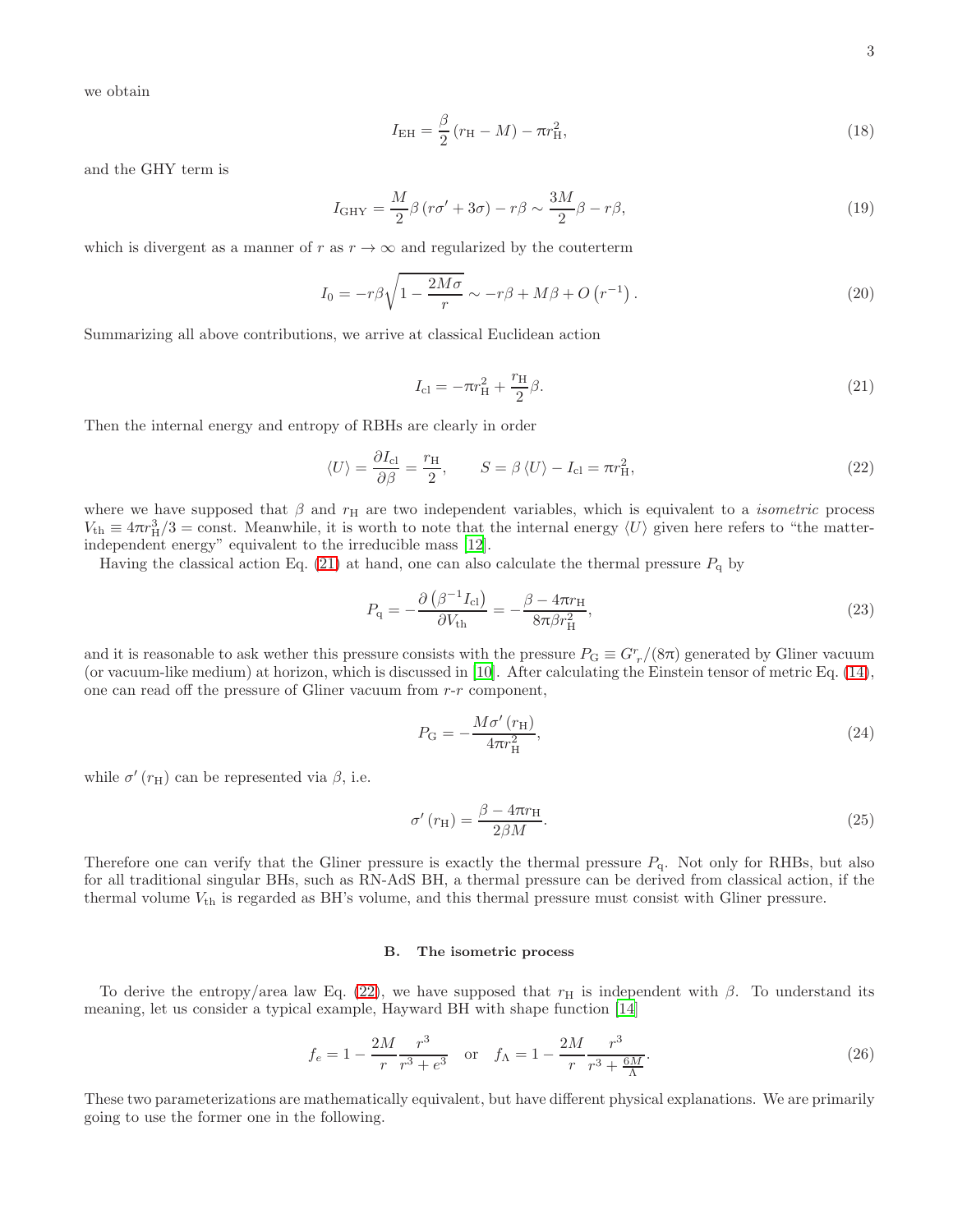we obtain

$$I_{\mathrm{EH}} = \frac{\beta}{2}\left(r_{\mathrm{H}} - M\right) - \pi r_{\mathrm{H}}^{2}, \tag{18}$$

and the GHY term is

$$I_{\mathrm{GHY}} = \frac{M}{2}\beta\left(r\sigma' + 3\sigma\right) - r\beta \sim \frac{3M}{2}\beta - r\beta, \tag{19}$$

which is divergent as a manner of $r$ as $r \to \infty$ and regularized by the couterterm

$$I_{0} = -r\beta\sqrt{1 - \frac{2M\sigma}{r}} \sim -r\beta + M\beta + O\left(r^{-1}\right). \tag{20}$$

Summarizing all above contributions, we arrive at classical Euclidean action

$$I_{\mathrm{cl}} = -\pi r_{\mathrm{H}}^{2} + \frac{r_{\mathrm{H}}}{2}\beta. \tag{21}$$

Then the internal energy and entropy of RBHs are clearly in order

$$\langle U\rangle = \frac{\partial I_{\mathrm{cl}}}{\partial\beta} = \frac{r_{\mathrm{H}}}{2}, \qquad S = \beta\langle U\rangle - I_{\mathrm{cl}} = \pi r_{\mathrm{H}}^{2}, \tag{22}$$

where we have supposed that $\beta$ and $r_{\mathrm{H}}$ are two independent variables, which is equivalent to a *isometric* process $V_{\mathrm{th}} \equiv 4\pi r_{\mathrm{H}}^{3}/3 = \mathrm{const}$. Meanwhile, it is worth to note that the internal energy $\langle U\rangle$ given here refers to "the matter-independent energy" equivalent to the irreducible mass [12].

Having the classical action Eq. (21) at hand, one can also calculate the thermal pressure $P_{\mathrm{q}}$ by

$$P_{\mathrm{q}} = -\frac{\partial\left(\beta^{-1}I_{\mathrm{cl}}\right)}{\partial V_{\mathrm{th}}} = -\frac{\beta - 4\pi r_{\mathrm{H}}}{8\pi\beta r_{\mathrm{H}}^{2}}, \tag{23}$$

and it is reasonable to ask wether this pressure consists with the pressure $P_{\mathrm{G}} \equiv G^{r}{}_{r}/(8\pi)$ generated by Gliner vacuum (or vacuum-like medium) at horizon, which is discussed in [10]. After calculating the Einstein tensor of metric Eq. (14), one can read off the pressure of Gliner vacuum from $r$-$r$ component,

$$P_{\mathrm{G}} = -\frac{M\sigma'\left(r_{\mathrm{H}}\right)}{4\pi r_{\mathrm{H}}^{2}}, \tag{24}$$

while $\sigma'\left(r_{\mathrm{H}}\right)$ can be represented via $\beta$, i.e.

$$\sigma'\left(r_{\mathrm{H}}\right) = \frac{\beta - 4\pi r_{\mathrm{H}}}{2\beta M}. \tag{25}$$

Therefore one can verify that the Gliner pressure is exactly the thermal pressure $P_{\mathrm{q}}$. Not only for RHBs, but also for all traditional singular BHs, such as RN-AdS BH, a thermal pressure can be derived from classical action, if the thermal volume $V_{\mathrm{th}}$ is regarded as BH's volume, and this thermal pressure must consist with Gliner pressure.

### B. The isometric process

To derive the entropy/area law Eq. (22), we have supposed that $r_{\mathrm{H}}$ is independent with $\beta$. To understand its meaning, let us consider a typical example, Hayward BH with shape function [14]

$$f_{e} = 1 - \frac{2M}{r}\frac{r^{3}}{r^{3} + e^{3}} \quad \text{or} \quad f_{\Lambda} = 1 - \frac{2M}{r}\frac{r^{3}}{r^{3} + \frac{6M}{\Lambda}}. \tag{26}$$

These two parameterizations are mathematically equivalent, but have different physical explanations. We are primarily going to use the former one in the following.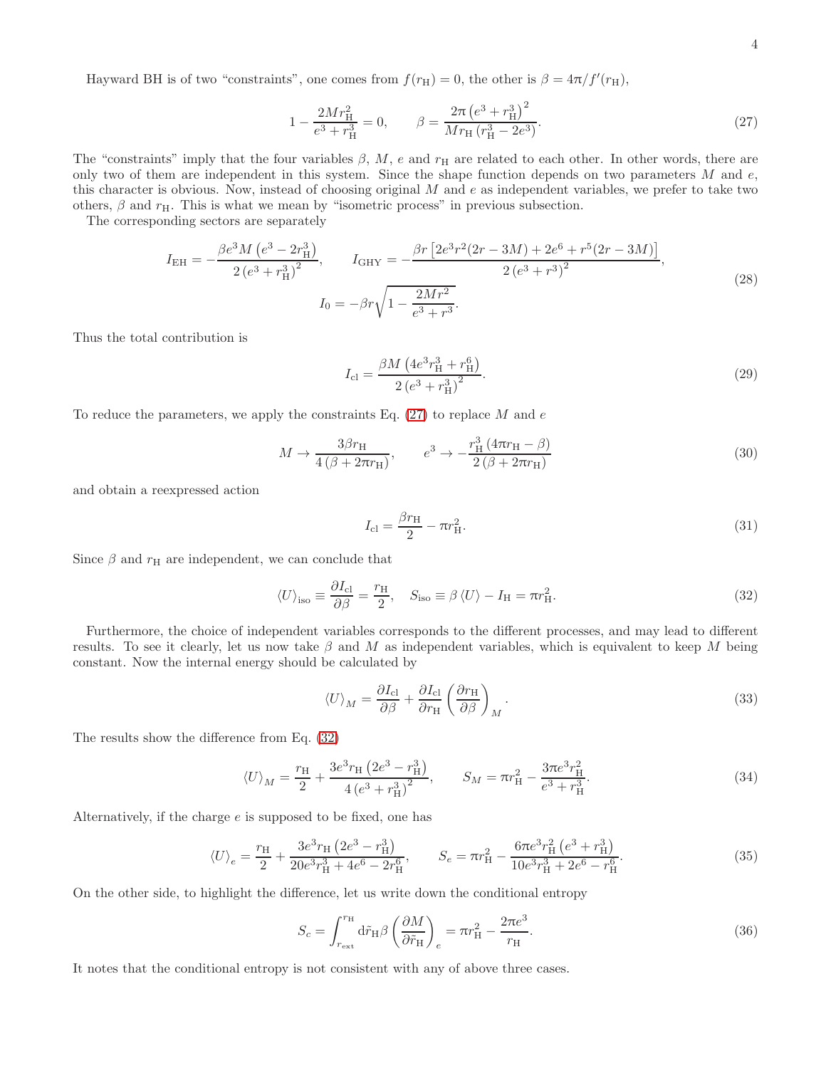Hayward BH is of two "constraints", one comes from $f(r_{\rm H})=0$, the other is $\beta = 4\pi/f'(r_{\rm H})$,

$$1-\frac{2Mr_{\rm H}^2}{e^3+r_{\rm H}^3}=0, \qquad \beta=\frac{2\pi\left(e^3+r_{\rm H}^3\right)^2}{Mr_{\rm H}\left(r_{\rm H}^3-2e^3\right)}. \tag{27}$$

The "constraints" imply that the four variables $\beta$, $M$, $e$ and $r_{\rm H}$ are related to each other. In other words, there are only two of them are independent in this system. Since the shape function depends on two parameters $M$ and $e$, this character is obvious. Now, instead of choosing original $M$ and $e$ as independent variables, we prefer to take two others, $\beta$ and $r_{\rm H}$. This is what we mean by "isometric process" in previous subsection.

The corresponding sectors are separately

$$I_{\rm EH}=-\frac{\beta e^3 M\left(e^3-2r_{\rm H}^3\right)}{2\left(e^3+r_{\rm H}^3\right)^2}, \qquad I_{\rm GHY}=-\frac{\beta r\left[2e^3r^2(2r-3M)+2e^6+r^5(2r-3M)\right]}{2\left(e^3+r^3\right)^2},$$
$$I_0=-\beta r\sqrt{1-\frac{2Mr^2}{e^3+r^3}}. \tag{28}$$

Thus the total contribution is

$$I_{\rm cl}=\frac{\beta M\left(4e^3r_{\rm H}^3+r_{\rm H}^6\right)}{2\left(e^3+r_{\rm H}^3\right)^2}. \tag{29}$$

To reduce the parameters, we apply the constraints Eq. (27) to replace $M$ and $e$

$$M\to\frac{3\beta r_{\rm H}}{4\left(\beta+2\pi r_{\rm H}\right)}, \qquad e^3\to-\frac{r_{\rm H}^3\left(4\pi r_{\rm H}-\beta\right)}{2\left(\beta+2\pi r_{\rm H}\right)} \tag{30}$$

and obtain a reexpressed action

$$I_{\rm cl}=\frac{\beta r_{\rm H}}{2}-\pi r_{\rm H}^2. \tag{31}$$

Since $\beta$ and $r_{\rm H}$ are independent, we can conclude that

$$\langle U\rangle_{\rm iso}\equiv\frac{\partial I_{\rm cl}}{\partial\beta}=\frac{r_{\rm H}}{2}, \quad S_{\rm iso}\equiv\beta\langle U\rangle-I_{\rm H}=\pi r_{\rm H}^2. \tag{32}$$

Furthermore, the choice of independent variables corresponds to the different processes, and may lead to different results. To see it clearly, let us now take $\beta$ and $M$ as independent variables, which is equivalent to keep $M$ being constant. Now the internal energy should be calculated by

$$\langle U\rangle_M=\frac{\partial I_{\rm cl}}{\partial\beta}+\frac{\partial I_{\rm cl}}{\partial r_{\rm H}}\left(\frac{\partial r_{\rm H}}{\partial\beta}\right)_M. \tag{33}$$

The results show the difference from Eq. (32)

$$\langle U\rangle_M=\frac{r_{\rm H}}{2}+\frac{3e^3r_{\rm H}\left(2e^3-r_{\rm H}^3\right)}{4\left(e^3+r_{\rm H}^3\right)^2}, \qquad S_M=\pi r_{\rm H}^2-\frac{3\pi e^3r_{\rm H}^2}{e^3+r_{\rm H}^3}. \tag{34}$$

Alternatively, if the charge $e$ is supposed to be fixed, one has

$$\langle U\rangle_e=\frac{r_{\rm H}}{2}+\frac{3e^3r_{\rm H}\left(2e^3-r_{\rm H}^3\right)}{20e^3r_{\rm H}^3+4e^6-2r_{\rm H}^6}, \qquad S_e=\pi r_{\rm H}^2-\frac{6\pi e^3r_{\rm H}^2\left(e^3+r_{\rm H}^3\right)}{10e^3r_{\rm H}^3+2e^6-r_{\rm H}^6}. \tag{35}$$

On the other side, to highlight the difference, let us write down the conditional entropy

$$S_c=\int_{r_{\rm ext}}^{r_{\rm H}}{\rm d}\tilde{r}_{\rm H}\beta\left(\frac{\partial M}{\partial\tilde{r}_{\rm H}}\right)_e=\pi r_{\rm H}^2-\frac{2\pi e^3}{r_{\rm H}}. \tag{36}$$

It notes that the conditional entropy is not consistent with any of above three cases.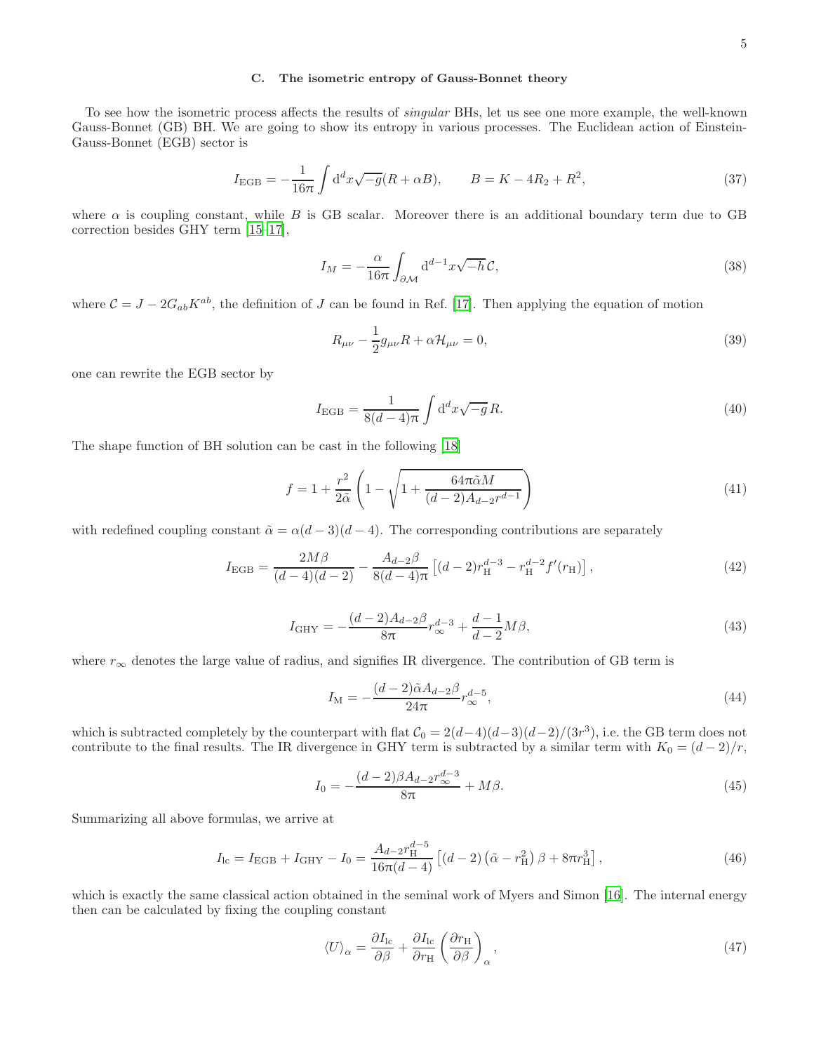### C. The isometric entropy of Gauss-Bonnet theory

To see how the isometric process affects the results of *singular* BHs, let us see one more example, the well-known Gauss-Bonnet (GB) BH. We are going to show its entropy in various processes. The Euclidean action of Einstein-Gauss-Bonnet (EGB) sector is

$$I_{\rm EGB} = -\frac{1}{16\pi}\int {\rm d}^d x\sqrt{-g}(R + \alpha B), \qquad B = K - 4R_2 + R^2, \tag{37}$$

where $\alpha$ is coupling constant, while $B$ is GB scalar. Moreover there is an additional boundary term due to GB correction besides GHY term [15–17],

$$I_M = -\frac{\alpha}{16\pi}\int_{\partial\mathcal{M}} {\rm d}^{d-1}x\sqrt{-h}\,\mathcal{C}, \tag{38}$$

where $\mathcal{C} = J - 2G_{ab}K^{ab}$, the definition of $J$ can be found in Ref. [17]. Then applying the equation of motion

$$R_{\mu\nu} - \frac{1}{2}g_{\mu\nu}R + \alpha\mathcal{H}_{\mu\nu} = 0, \tag{39}$$

one can rewrite the EGB sector by

$$I_{\rm EGB} = \frac{1}{8(d-4)\pi}\int {\rm d}^d x\sqrt{-g}\,R. \tag{40}$$

The shape function of BH solution can be cast in the following [18]

$$f = 1 + \frac{r^2}{2\tilde{\alpha}}\left(1 - \sqrt{1 + \frac{64\pi\tilde{\alpha}M}{(d-2)A_{d-2}r^{d-1}}}\right) \tag{41}$$

with redefined coupling constant $\tilde{\alpha} = \alpha(d-3)(d-4)$. The corresponding contributions are separately

$$I_{\rm EGB} = \frac{2M\beta}{(d-4)(d-2)} - \frac{A_{d-2}\beta}{8(d-4)\pi}\left[(d-2)r_{\rm H}^{d-3} - r_{\rm H}^{d-2}f'(r_{\rm H})\right], \tag{42}$$

$$I_{\rm GHY} = -\frac{(d-2)A_{d-2}\beta}{8\pi}r_\infty^{d-3} + \frac{d-1}{d-2}M\beta, \tag{43}$$

where $r_\infty$ denotes the large value of radius, and signifies IR divergence. The contribution of GB term is

$$I_{\rm M} = -\frac{(d-2)\tilde{\alpha}A_{d-2}\beta}{24\pi}r_\infty^{d-5}, \tag{44}$$

which is subtracted completely by the counterpart with flat $\mathcal{C}_0 = 2(d-4)(d-3)(d-2)/(3r^3)$, i.e. the GB term does not contribute to the final results. The IR divergence in GHY term is subtracted by a similar term with $K_0 = (d-2)/r$,

$$I_0 = -\frac{(d-2)\beta A_{d-2}r_\infty^{d-3}}{8\pi} + M\beta. \tag{45}$$

Summarizing all above formulas, we arrive at

$$I_{\rm lc} = I_{\rm EGB} + I_{\rm GHY} - I_0 = \frac{A_{d-2}r_{\rm H}^{d-5}}{16\pi(d-4)}\left[(d-2)\left(\tilde{\alpha} - r_{\rm H}^2\right)\beta + 8\pi r_{\rm H}^3\right], \tag{46}$$

which is exactly the same classical action obtained in the seminal work of Myers and Simon [16]. The internal energy then can be calculated by fixing the coupling constant

$$\langle U\rangle_\alpha = \frac{\partial I_{\rm lc}}{\partial\beta} + \frac{\partial I_{\rm lc}}{\partial r_{\rm H}}\left(\frac{\partial r_{\rm H}}{\partial\beta}\right)_\alpha, \tag{47}$$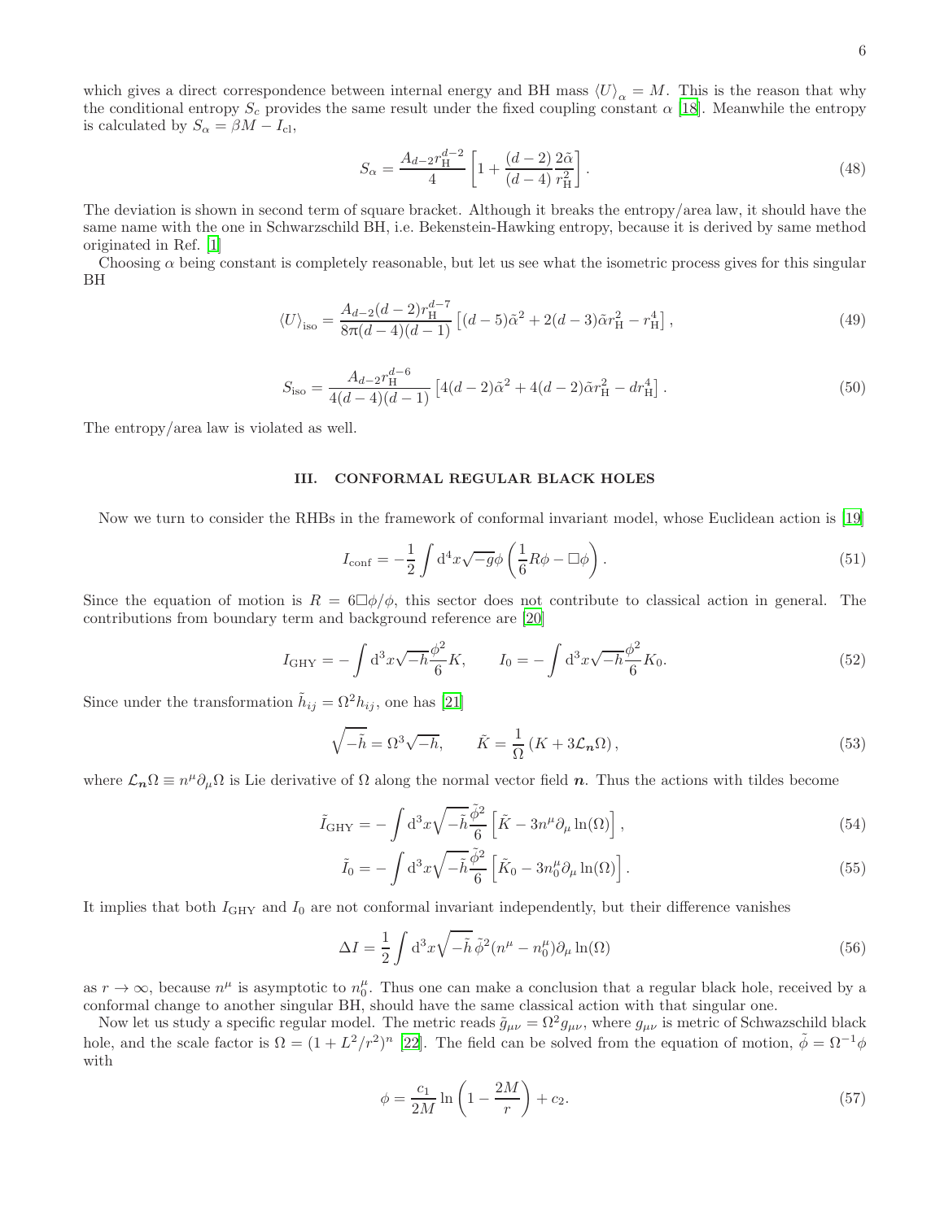which gives a direct correspondence between internal energy and BH mass $\langle U \rangle_\alpha = M$. This is the reason that why the conditional entropy $S_c$ provides the same result under the fixed coupling constant $\alpha$ [18]. Meanwhile the entropy is calculated by $S_\alpha = \beta M - I_{\rm cl}$,

$$S_\alpha = \frac{A_{d-2} r_{\rm H}^{d-2}}{4} \left[ 1 + \frac{(d-2)}{(d-4)} \frac{2\tilde{\alpha}}{r_{\rm H}^2} \right]. \tag{48}$$

The deviation is shown in second term of square bracket. Although it breaks the entropy/area law, it should have the same name with the one in Schwarzschild BH, i.e. Bekenstein-Hawking entropy, because it is derived by same method originated in Ref. [1]

Choosing $\alpha$ being constant is completely reasonable, but let us see what the isometric process gives for this singular BH

$$\langle U \rangle_{\rm iso} = \frac{A_{d-2}(d-2) r_{\rm H}^{d-7}}{8\pi(d-4)(d-1)} \left[ (d-5)\tilde{\alpha}^2 + 2(d-3)\tilde{\alpha} r_{\rm H}^2 - r_{\rm H}^4 \right], \tag{49}$$

$$S_{\rm iso} = \frac{A_{d-2} r_{\rm H}^{d-6}}{4(d-4)(d-1)} \left[ 4(d-2)\tilde{\alpha}^2 + 4(d-2)\tilde{\alpha} r_{\rm H}^2 - d r_{\rm H}^4 \right]. \tag{50}$$

The entropy/area law is violated as well.

## III. CONFORMAL REGULAR BLACK HOLES

Now we turn to consider the RHBs in the framework of conformal invariant model, whose Euclidean action is [19]

$$I_{\rm conf} = -\frac{1}{2} \int {\rm d}^4 x \sqrt{-g} \phi \left( \frac{1}{6} R\phi - \Box\phi \right). \tag{51}$$

Since the equation of motion is $R = 6\Box\phi/\phi$, this sector does not contribute to classical action in general. The contributions from boundary term and background reference are [20]

$$I_{\rm GHY} = -\int {\rm d}^3 x \sqrt{-h} \frac{\phi^2}{6} K, \qquad I_0 = -\int {\rm d}^3 x \sqrt{-h} \frac{\phi^2}{6} K_0. \tag{52}$$

Since under the transformation $\tilde{h}_{ij} = \Omega^2 h_{ij}$, one has [21]

$$\sqrt{-\tilde{h}} = \Omega^3 \sqrt{-h}, \qquad \tilde{K} = \frac{1}{\Omega} \left( K + 3\mathcal{L}_{\boldsymbol{n}} \Omega \right), \tag{53}$$

where $\mathcal{L}_{\boldsymbol{n}}\Omega \equiv n^\mu \partial_\mu \Omega$ is Lie derivative of $\Omega$ along the normal vector field $\boldsymbol{n}$. Thus the actions with tildes become

$$\tilde{I}_{\rm GHY} = -\int {\rm d}^3 x \sqrt{-\tilde{h}} \frac{\tilde{\phi}^2}{6} \left[ \tilde{K} - 3n^\mu \partial_\mu \ln(\Omega) \right], \tag{54}$$

$$\tilde{I}_0 = -\int {\rm d}^3 x \sqrt{-\tilde{h}} \frac{\tilde{\phi}^2}{6} \left[ \tilde{K}_0 - 3n_0^\mu \partial_\mu \ln(\Omega) \right]. \tag{55}$$

It implies that both $I_{\rm GHY}$ and $I_0$ are not conformal invariant independently, but their difference vanishes

$$\Delta I = \frac{1}{2} \int {\rm d}^3 x \sqrt{-\tilde{h}}\, \tilde{\phi}^2 (n^\mu - n_0^\mu) \partial_\mu \ln(\Omega) \tag{56}$$

as $r \to \infty$, because $n^\mu$ is asymptotic to $n_0^\mu$. Thus one can make a conclusion that a regular black hole, received by a conformal change to another singular BH, should have the same classical action with that singular one.

Now let us study a specific regular model. The metric reads $\tilde{g}_{\mu\nu} = \Omega^2 g_{\mu\nu}$, where $g_{\mu\nu}$ is metric of Schwazschild black hole, and the scale factor is $\Omega = (1 + L^2/r^2)^n$ [22]. The field can be solved from the equation of motion, $\tilde{\phi} = \Omega^{-1}\phi$ with

$$\phi = \frac{c_1}{2M} \ln\left( 1 - \frac{2M}{r} \right) + c_2. \tag{57}$$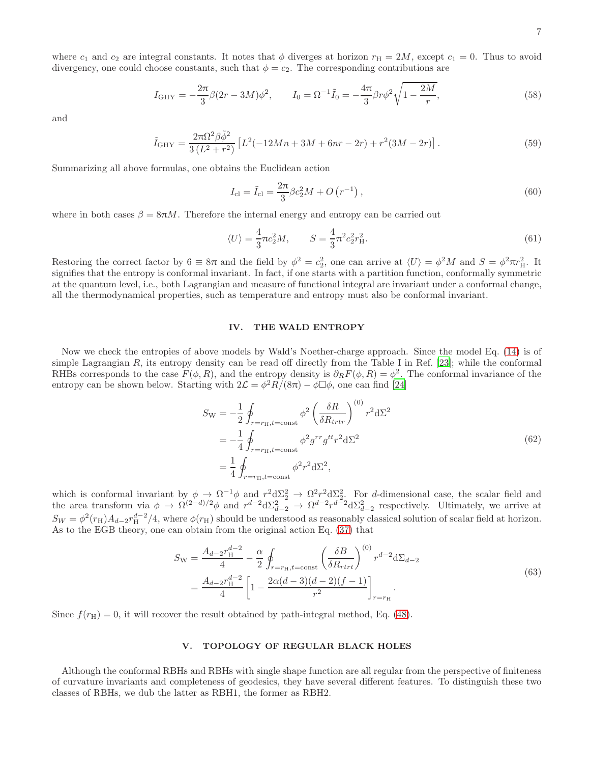where $c_1$ and $c_2$ are integral constants. It notes that $\phi$ diverges at horizon $r_{\rm H} = 2M$, except $c_1 = 0$. Thus to avoid divergency, one could choose constants, such that $\phi = c_2$. The corresponding contributions are

$$I_{\rm GHY} = -\frac{2\pi}{3}\beta(2r - 3M)\phi^2, \qquad I_0 = \Omega^{-1}\tilde{I}_0 = -\frac{4\pi}{3}\beta r \phi^2\sqrt{1 - \frac{2M}{r}}, \tag{58}$$

and

$$\tilde{I}_{\rm GHY} = \frac{2\pi\Omega^2\beta\tilde{\phi}^2}{3\left(L^2 + r^2\right)}\left[L^2(-12Mn + 3M + 6nr - 2r) + r^2(3M - 2r)\right]. \tag{59}$$

Summarizing all above formulas, one obtains the Euclidean action

$$I_{\rm cl} = \tilde{I}_{\rm cl} = \frac{2\pi}{3}\beta c_2^2 M + O\left(r^{-1}\right), \tag{60}$$

where in both cases $\beta = 8\pi M$. Therefore the internal energy and entropy can be carried out

$$\langle U\rangle = \frac{4}{3}\pi c_2^2 M, \qquad S = \frac{4}{3}\pi^2 c_2^2 r_{\rm H}^2. \tag{61}$$

Restoring the correct factor by $6 \equiv 8\pi$ and the field by $\phi^2 = c_2^2$, one can arrive at $\langle U\rangle = \phi^2 M$ and $S = \phi^2\pi r_{\rm H}^2$. It signifies that the entropy is conformal invariant. In fact, if one starts with a partition function, conformally symmetric at the quantum level, i.e., both Lagrangian and measure of functional integral are invariant under a conformal change, all the thermodynamical properties, such as temperature and entropy must also be conformal invariant.

## IV. THE WALD ENTROPY

Now we check the entropies of above models by Wald's Noether-charge approach. Since the model Eq. (14) is of simple Lagrangian $R$, its entropy density can be read off directly from the Table I in Ref. [23]; while the conformal RHBs corresponds to the case $F(\phi, R)$, and the entropy density is $\partial_R F(\phi, R) = \phi^2$. The conformal invariance of the entropy can be shown below. Starting with $2\mathcal{L} = \phi^2 R/(8\pi) - \phi\Box\phi$, one can find [24]

$$\begin{aligned}
S_{\rm W} &= -\frac{1}{2}\oint_{r=r_{\rm H},t={\rm const}} \phi^2\left(\frac{\delta R}{\delta R_{trtr}}\right)^{(0)} r^2 {\rm d}\Sigma^2 \\
&= -\frac{1}{4}\oint_{r=r_{\rm H},t={\rm const}} \phi^2 g^{rr}g^{tt} r^2 {\rm d}\Sigma^2 \\
&= \frac{1}{4}\oint_{r=r_{\rm H},t={\rm const}} \phi^2 r^2 {\rm d}\Sigma^2,
\end{aligned} \tag{62}$$

which is conformal invariant by $\phi \to \Omega^{-1}\phi$ and $r^2{\rm d}\Sigma_2^2 \to \Omega^2 r^2 {\rm d}\Sigma_2^2$. For $d$-dimensional case, the scalar field and the area transform via $\phi \to \Omega^{(2-d)/2}\phi$ and $r^{d-2}{\rm d}\Sigma_{d-2}^2 \to \Omega^{d-2}r^{d-2}{\rm d}\Sigma_{d-2}^2$ respectively. Ultimately, we arrive at $S_W = \phi^2(r_{\rm H})A_{d-2}r_{\rm H}^{d-2}/4$, where $\phi(r_{\rm H})$ should be understood as reasonably classical solution of scalar field at horizon. As to the EGB theory, one can obtain from the original action Eq. (37) that

$$\begin{aligned}
S_{\rm W} &= \frac{A_{d-2}r_{\rm H}^{d-2}}{4} - \frac{\alpha}{2}\oint_{r=r_{\rm H},t={\rm const}}\left(\frac{\delta B}{\delta R_{rtrt}}\right)^{(0)} r^{d-2}{\rm d}\Sigma_{d-2} \\
&= \frac{A_{d-2}r_{\rm H}^{d-2}}{4}\left[1 - \frac{2\alpha(d-3)(d-2)(f-1)}{r^2}\right]_{r=r_{\rm H}}.
\end{aligned} \tag{63}$$

Since $f(r_{\rm H}) = 0$, it will recover the result obtained by path-integral method, Eq. (48).

## V. TOPOLOGY OF REGULAR BLACK HOLES

Although the conformal RBHs and RBHs with single shape function are all regular from the perspective of finiteness of curvature invariants and completeness of geodesics, they have several different features. To distinguish these two classes of RBHs, we dub the latter as RBH1, the former as RBH2.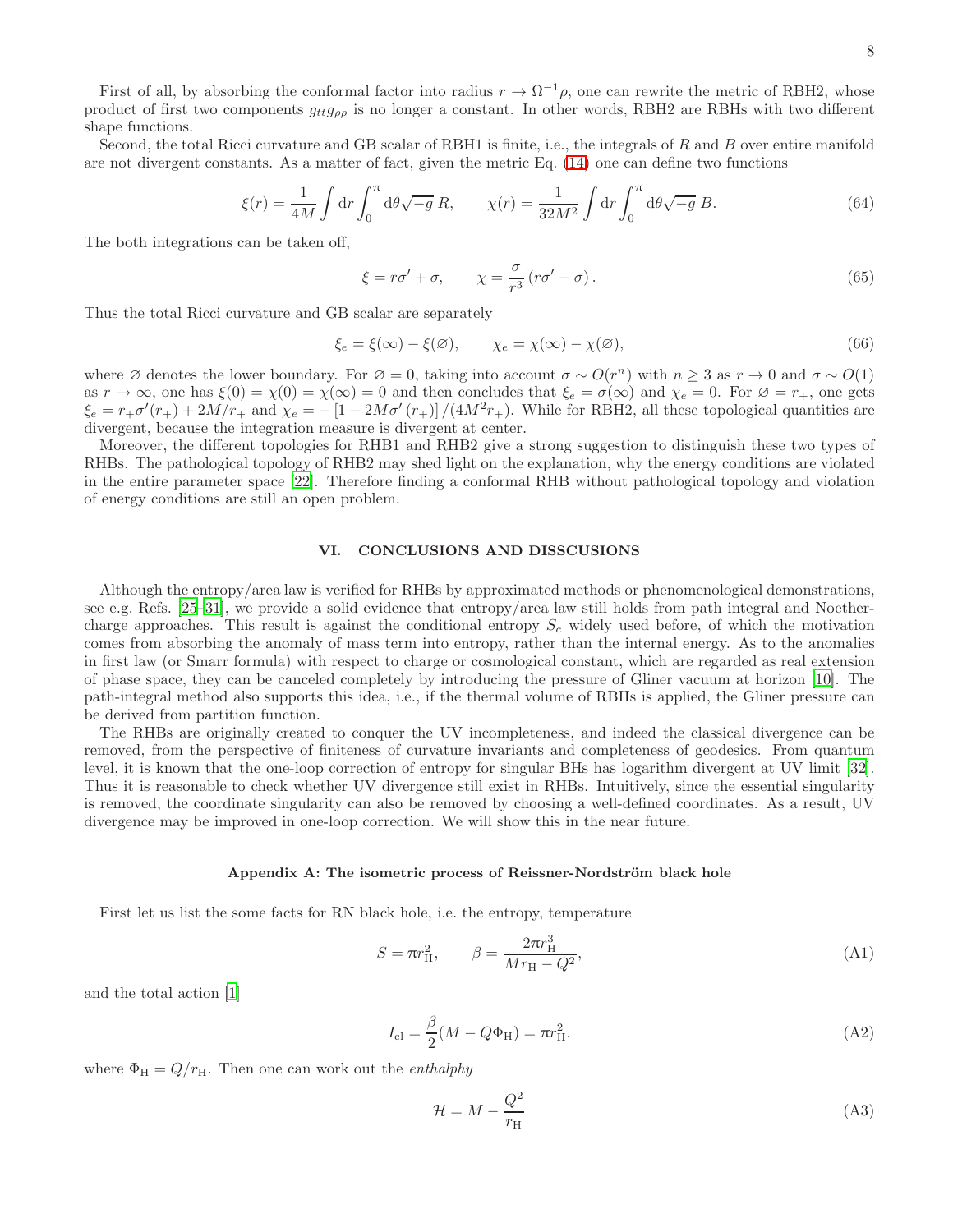First of all, by absorbing the conformal factor into radius $r \to \Omega^{-1}\rho$, one can rewrite the metric of RBH2, whose product of first two components $g_{tt}g_{\rho\rho}$ is no longer a constant. In other words, RBH2 are RBHs with two different shape functions.

Second, the total Ricci curvature and GB scalar of RBH1 is finite, i.e., the integrals of $R$ and $B$ over entire manifold are not divergent constants. As a matter of fact, given the metric Eq. (14) one can define two functions

$$\xi(r) = \frac{1}{4M}\int \mathrm{d}r \int_0^\pi \mathrm{d}\theta \sqrt{-g}\, R, \qquad \chi(r) = \frac{1}{32M^2}\int \mathrm{d}r \int_0^\pi \mathrm{d}\theta \sqrt{-g}\, B. \tag{64}$$

The both integrations can be taken off,

$$\xi = r\sigma' + \sigma, \qquad \chi = \frac{\sigma}{r^3}\left(r\sigma' - \sigma\right). \tag{65}$$

Thus the total Ricci curvature and GB scalar are separately

$$\xi_e = \xi(\infty) - \xi(\varnothing), \qquad \chi_e = \chi(\infty) - \chi(\varnothing), \tag{66}$$

where $\varnothing$ denotes the lower boundary. For $\varnothing = 0$, taking into account $\sigma \sim O(r^n)$ with $n \geq 3$ as $r \to 0$ and $\sigma \sim O(1)$ as $r \to \infty$, one has $\xi(0) = \chi(0) = \chi(\infty) = 0$ and then concludes that $\xi_e = \sigma(\infty)$ and $\chi_e = 0$. For $\varnothing = r_+$, one gets $\xi_e = r_+\sigma'(r_+) + 2M/r_+$ and $\chi_e = -\left[1 - 2M\sigma'(r_+)\right]/(4M^2 r_+)$. While for RBH2, all these topological quantities are divergent, because the integration measure is divergent at center.

Moreover, the different topologies for RHB1 and RHB2 give a strong suggestion to distinguish these two types of RHBs. The pathological topology of RHB2 may shed light on the explanation, why the energy conditions are violated in the entire parameter space [22]. Therefore finding a conformal RHB without pathological topology and violation of energy conditions are still an open problem.

## VI. CONCLUSIONS AND DISSCUSIONS

Although the entropy/area law is verified for RHBs by approximated methods or phenomenological demonstrations, see e.g. Refs. [25–31], we provide a solid evidence that entropy/area law still holds from path integral and Noether-charge approaches. This result is against the conditional entropy $S_c$ widely used before, of which the motivation comes from absorbing the anomaly of mass term into entropy, rather than the internal energy. As to the anomalies in first law (or Smarr formula) with respect to charge or cosmological constant, which are regarded as real extension of phase space, they can be canceled completely by introducing the pressure of Gliner vacuum at horizon [10]. The path-integral method also supports this idea, i.e., if the thermal volume of RBHs is applied, the Gliner pressure can be derived from partition function.

The RHBs are originally created to conquer the UV incompleteness, and indeed the classical divergence can be removed, from the perspective of finiteness of curvature invariants and completeness of geodesics. From quantum level, it is known that the one-loop correction of entropy for singular BHs has logarithm divergent at UV limit [32]. Thus it is reasonable to check whether UV divergence still exist in RHBs. Intuitively, since the essential singularity is removed, the coordinate singularity can also be removed by choosing a well-defined coordinates. As a result, UV divergence may be improved in one-loop correction. We will show this in the near future.

### Appendix A: The isometric process of Reissner-Nordström black hole

First let us list the some facts for RN black hole, i.e. the entropy, temperature

$$S = \pi r_{\mathrm{H}}^2, \qquad \beta = \frac{2\pi r_{\mathrm{H}}^3}{M r_{\mathrm{H}} - Q^2}, \tag{A1}$$

and the total action [1]

$$I_{\mathrm{cl}} = \frac{\beta}{2}(M - Q\Phi_{\mathrm{H}}) = \pi r_{\mathrm{H}}^2. \tag{A2}$$

where $\Phi_{\mathrm{H}} = Q/r_{\mathrm{H}}$. Then one can work out the *enthalphy*

$$\mathcal{H} = M - \frac{Q^2}{r_{\mathrm{H}}} \tag{A3}$$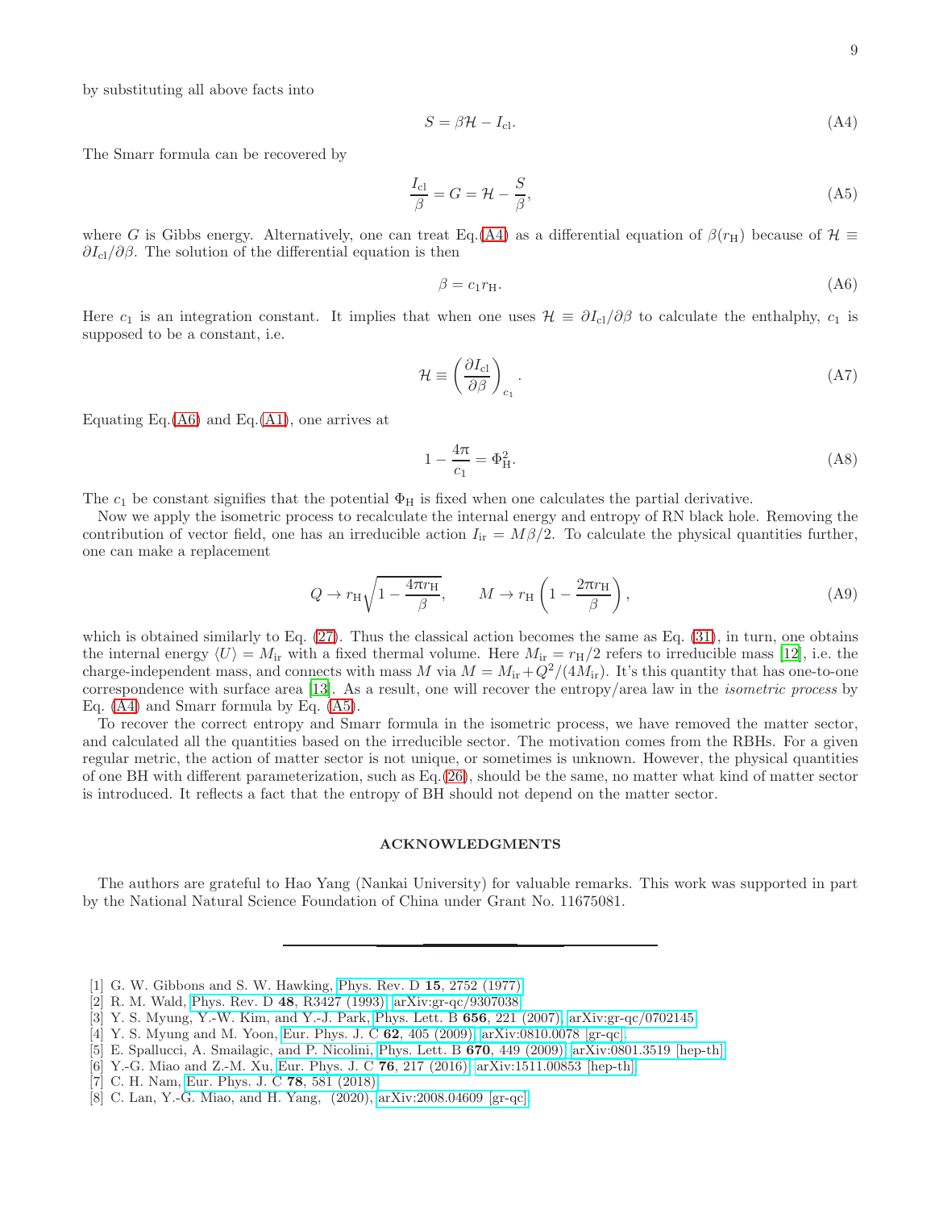by substituting all above facts into

$$S = \beta \mathcal{H} - I_{\rm cl}. \tag{A4}$$

The Smarr formula can be recovered by

$$\frac{I_{\rm cl}}{\beta} = G = \mathcal{H} - \frac{S}{\beta}, \tag{A5}$$

where $G$ is Gibbs energy. Alternatively, one can treat Eq.(A4) as a differential equation of $\beta(r_{\rm H})$ because of $\mathcal{H} \equiv \partial I_{\rm cl}/\partial \beta$. The solution of the differential equation is then

$$\beta = c_1 r_{\rm H}. \tag{A6}$$

Here $c_1$ is an integration constant. It implies that when one uses $\mathcal{H} \equiv \partial I_{\rm cl}/\partial \beta$ to calculate the enthalphy, $c_1$ is supposed to be a constant, i.e.

$$\mathcal{H} \equiv \left(\frac{\partial I_{\rm cl}}{\partial \beta}\right)_{c_1}. \tag{A7}$$

Equating Eq.(A6) and Eq.(A1), one arrives at

$$1 - \frac{4\pi}{c_1} = \Phi_{\rm H}^2. \tag{A8}$$

The $c_1$ be constant signifies that the potential $\Phi_{\rm H}$ is fixed when one calculates the partial derivative.

Now we apply the isometric process to recalculate the internal energy and entropy of RN black hole. Removing the contribution of vector field, one has an irreducible action $I_{\rm ir} = M\beta/2$. To calculate the physical quantities further, one can make a replacement

$$Q \to r_{\rm H}\sqrt{1 - \frac{4\pi r_{\rm H}}{\beta}}, \qquad M \to r_{\rm H}\left(1 - \frac{2\pi r_{\rm H}}{\beta}\right), \tag{A9}$$

which is obtained similarly to Eq. (27). Thus the classical action becomes the same as Eq. (31), in turn, one obtains the internal energy $\langle U \rangle = M_{\rm ir}$ with a fixed thermal volume. Here $M_{\rm ir} = r_{\rm H}/2$ refers to irreducible mass [12], i.e. the charge-independent mass, and connects with mass $M$ via $M = M_{\rm ir} + Q^2/(4M_{\rm ir})$. It's this quantity that has one-to-one correspondence with surface area [13]. As a result, one will recover the entropy/area law in the *isometric process* by Eq. (A4) and Smarr formula by Eq. (A5).

To recover the correct entropy and Smarr formula in the isometric process, we have removed the matter sector, and calculated all the quantities based on the irreducible sector. The motivation comes from the RBHs. For a given regular metric, the action of matter sector is not unique, or sometimes is unknown. However, the physical quantities of one BH with different parameterization, such as Eq.(26), should be the same, no matter what kind of matter sector is introduced. It reflects a fact that the entropy of BH should not depend on the matter sector.

## ACKNOWLEDGMENTS

The authors are grateful to Hao Yang (Nankai University) for valuable remarks. This work was supported in part by the National Natural Science Foundation of China under Grant No. 11675081.

---

[1] G. W. Gibbons and S. W. Hawking, Phys. Rev. D **15**, 2752 (1977).
[2] R. M. Wald, Phys. Rev. D **48**, R3427 (1993), arXiv:gr-qc/9307038.
[3] Y. S. Myung, Y.-W. Kim, and Y.-J. Park, Phys. Lett. B **656**, 221 (2007), arXiv:gr-qc/0702145.
[4] Y. S. Myung and M. Yoon, Eur. Phys. J. C **62**, 405 (2009), arXiv:0810.0078 [gr-qc].
[5] E. Spallucci, A. Smailagic, and P. Nicolini, Phys. Lett. B **670**, 449 (2009), arXiv:0801.3519 [hep-th].
[6] Y.-G. Miao and Z.-M. Xu, Eur. Phys. J. C **76**, 217 (2016), arXiv:1511.00853 [hep-th].
[7] C. H. Nam, Eur. Phys. J. C **78**, 581 (2018).
[8] C. Lan, Y.-G. Miao, and H. Yang, (2020), arXiv:2008.04609 [gr-qc].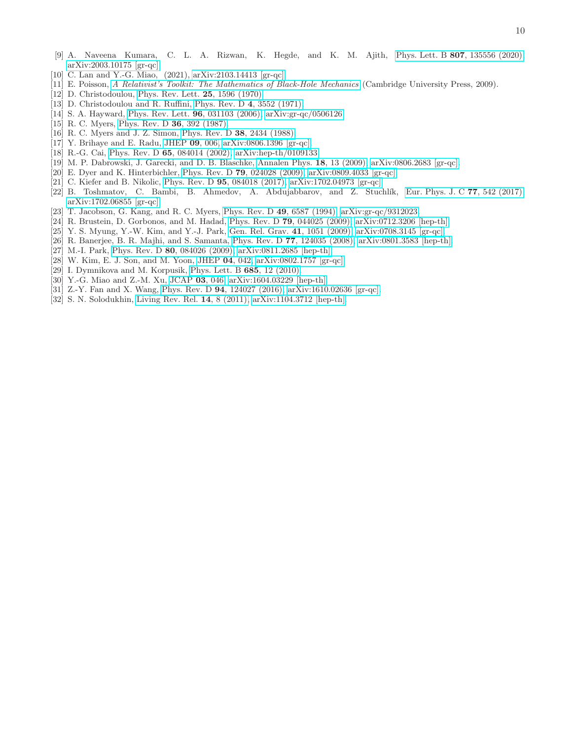[9] A. Naveena Kumara, C. L. A. Rizwan, K. Hegde, and K. M. Ajith, Phys. Lett. B **807**, 135556 (2020), arXiv:2003.10175 [gr-qc].

[10] C. Lan and Y.-G. Miao, (2021), arXiv:2103.14413 [gr-qc].

[11] E. Poisson, *A Relativist's Toolkit: The Mathematics of Black-Hole Mechanics* (Cambridge University Press, 2009).

[12] D. Christodoulou, Phys. Rev. Lett. **25**, 1596 (1970).

[13] D. Christodoulou and R. Ruffini, Phys. Rev. D **4**, 3552 (1971).

[14] S. A. Hayward, Phys. Rev. Lett. **96**, 031103 (2006), arXiv:gr-qc/0506126.

[15] R. C. Myers, Phys. Rev. D **36**, 392 (1987).

[16] R. C. Myers and J. Z. Simon, Phys. Rev. D **38**, 2434 (1988).

[17] Y. Brihaye and E. Radu, JHEP **09**, 006, arXiv:0806.1396 [gr-qc].

[18] R.-G. Cai, Phys. Rev. D **65**, 084014 (2002), arXiv:hep-th/0109133.

[19] M. P. Dabrowski, J. Garecki, and D. B. Blaschke, Annalen Phys. **18**, 13 (2009), arXiv:0806.2683 [gr-qc].

[20] E. Dyer and K. Hinterbichler, Phys. Rev. D **79**, 024028 (2009), arXiv:0809.4033 [gr-qc].

[21] C. Kiefer and B. Nikolic, Phys. Rev. D **95**, 084018 (2017), arXiv:1702.04973 [gr-qc].

[22] B. Toshmatov, C. Bambi, B. Ahmedov, A. Abdujabbarov, and Z. Stuchlík, Eur. Phys. J. C **77**, 542 (2017), arXiv:1702.06855 [gr-qc].

[23] T. Jacobson, G. Kang, and R. C. Myers, Phys. Rev. D **49**, 6587 (1994), arXiv:gr-qc/9312023.

[24] R. Brustein, D. Gorbonos, and M. Hadad, Phys. Rev. D **79**, 044025 (2009), arXiv:0712.3206 [hep-th].

[25] Y. S. Myung, Y.-W. Kim, and Y.-J. Park, Gen. Rel. Grav. **41**, 1051 (2009), arXiv:0708.3145 [gr-qc].

[26] R. Banerjee, B. R. Majhi, and S. Samanta, Phys. Rev. D **77**, 124035 (2008), arXiv:0801.3583 [hep-th].

[27] M.-I. Park, Phys. Rev. D **80**, 084026 (2009), arXiv:0811.2685 [hep-th].

[28] W. Kim, E. J. Son, and M. Yoon, JHEP **04**, 042, arXiv:0802.1757 [gr-qc].

[29] I. Dymnikova and M. Korpusik, Phys. Lett. B **685**, 12 (2010).

[30] Y.-G. Miao and Z.-M. Xu, JCAP **03**, 046, arXiv:1604.03229 [hep-th].

[31] Z.-Y. Fan and X. Wang, Phys. Rev. D **94**, 124027 (2016), arXiv:1610.02636 [gr-qc].

[32] S. N. Solodukhin, Living Rev. Rel. **14**, 8 (2011), arXiv:1104.3712 [hep-th].